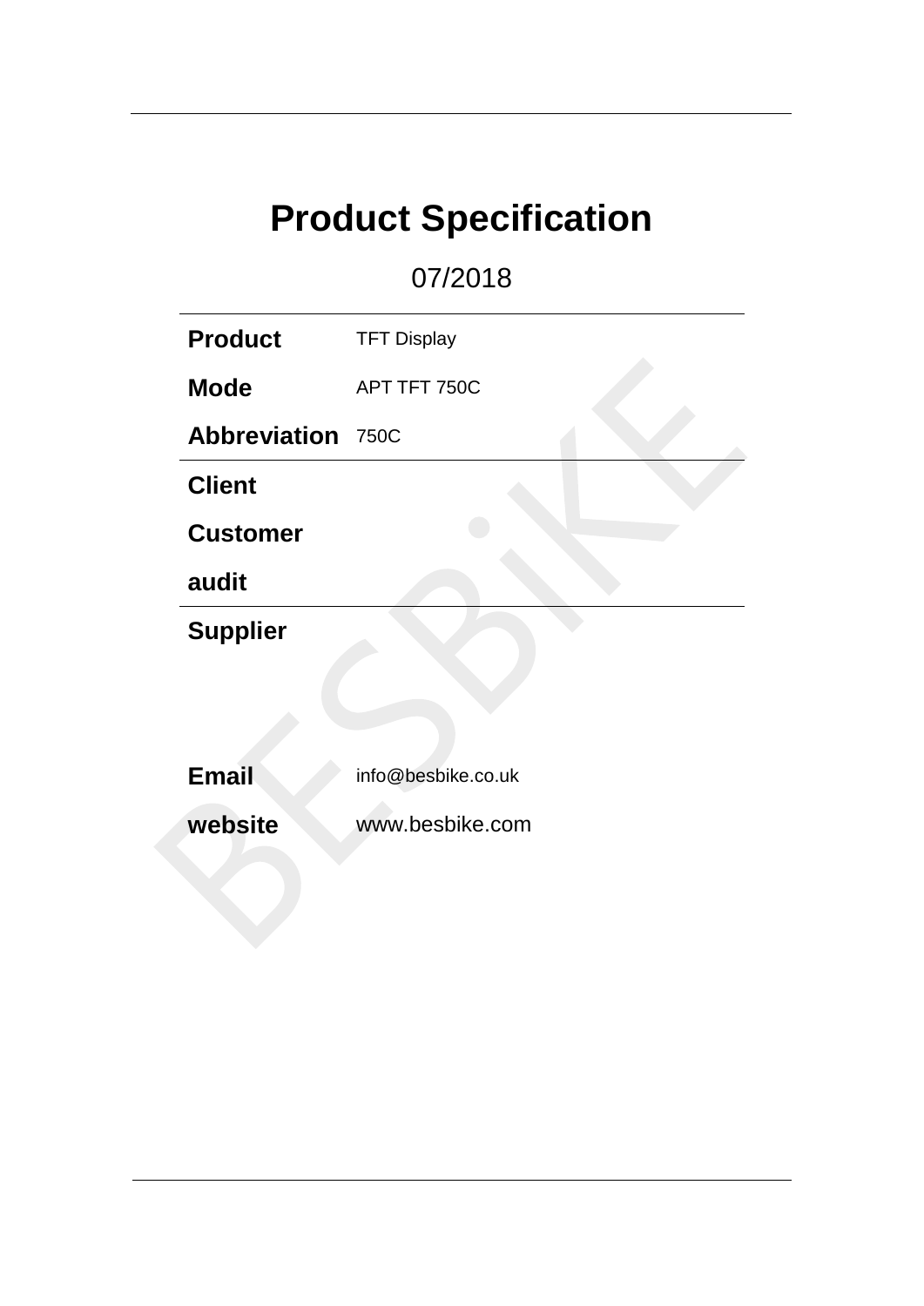# Product Specification

07/2018

| | |
|---|---|
| **Product** | TFT Display |
| **Mode** | APT TFT 750C |
| **Abbreviation** | 750C |
| **Client** | |
| **Customer** | |
| **audit** | |
| **Supplier** | |
| | |
| **Email** | info@besbike.co.uk |
| **website** | www.besbike.com |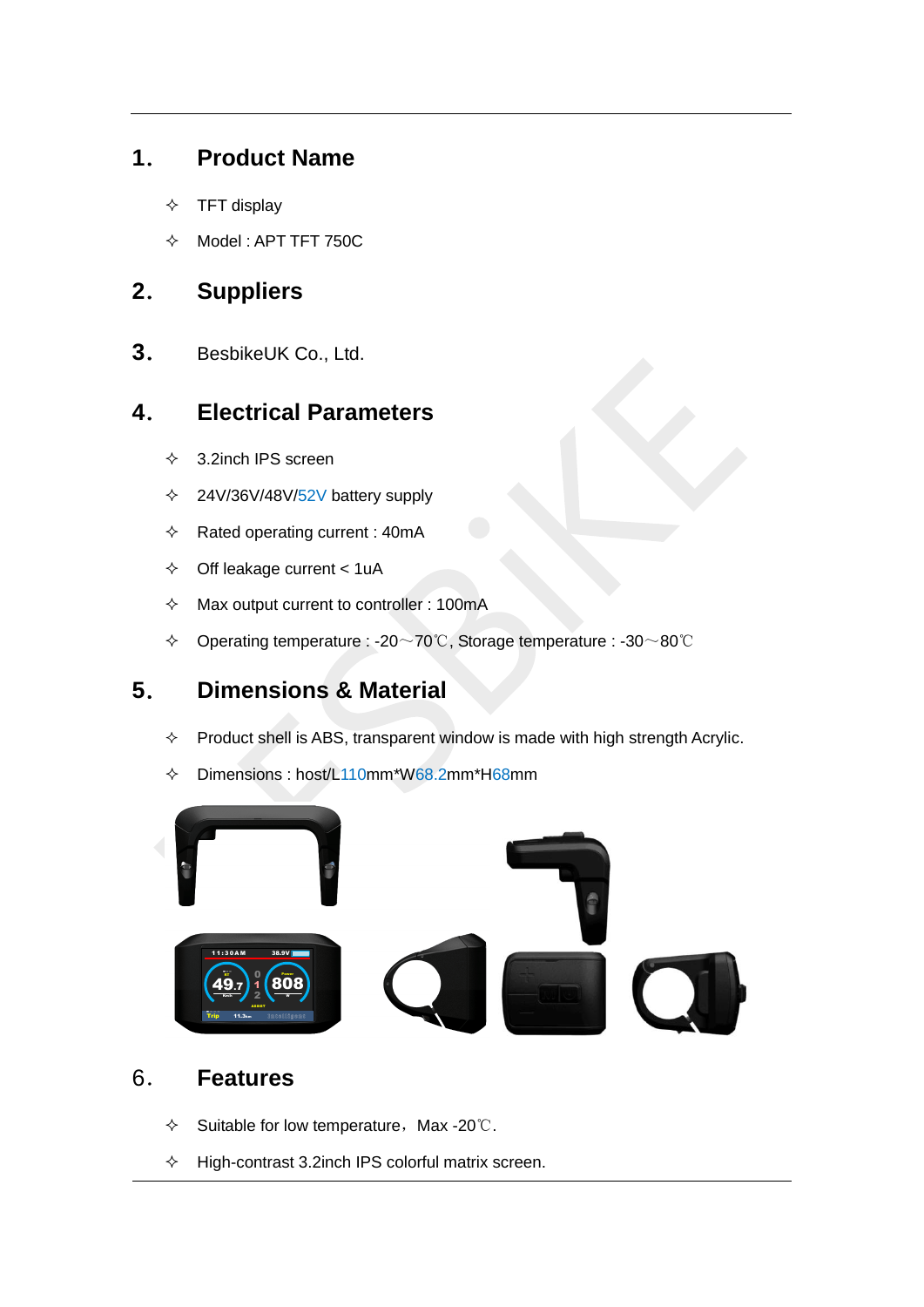## 1. Product Name

- ✧ TFT display
- ✧ Model : APT TFT 750C

## 2. Suppliers

## 3. BesbikeUK Co., Ltd.

## 4. Electrical Parameters

- ✧ 3.2inch IPS screen
- ✧ 24V/36V/48V/52V battery supply
- ✧ Rated operating current : 40mA
- ✧ Off leakage current < 1uA
- ✧ Max output current to controller : 100mA
- ✧ Operating temperature : -20～70℃, Storage temperature : -30～80℃

## 5. Dimensions & Material

- ✧ Product shell is ABS, transparent window is made with high strength Acrylic.
- ✧ Dimensions : host/L110mm*W68.2mm*H68mm

## 6. Features

- ✧ Suitable for low temperature，Max -20℃.
- ✧ High-contrast 3.2inch IPS colorful matrix screen.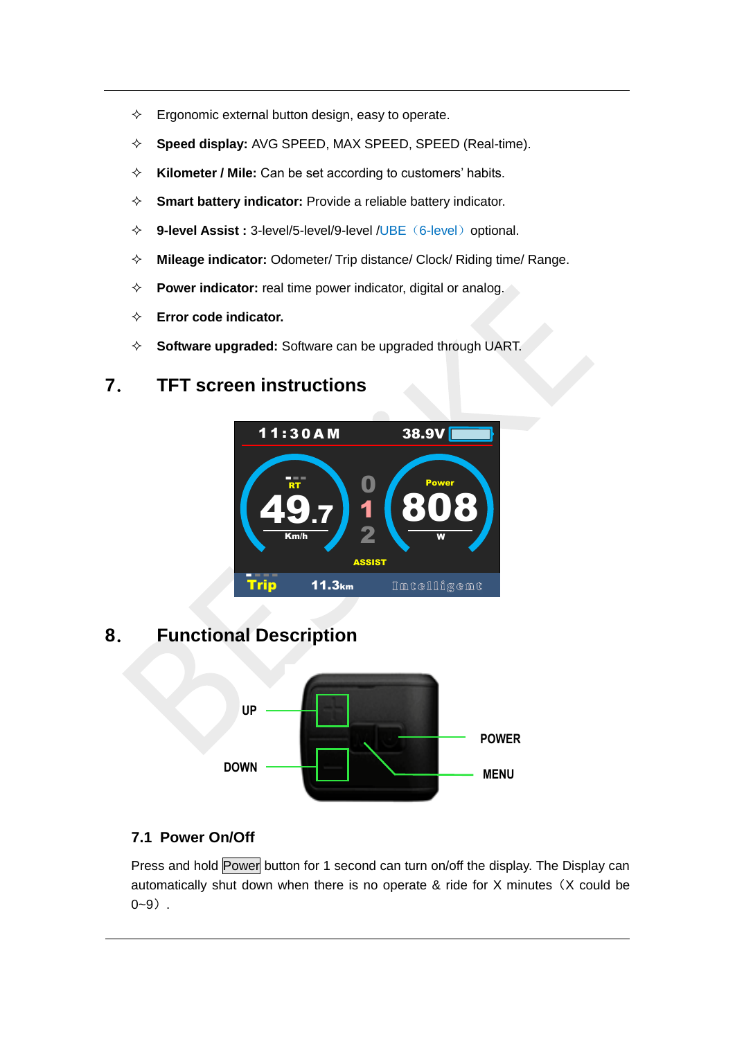- Ergonomic external button design, easy to operate.
- **Speed display:** AVG SPEED, MAX SPEED, SPEED (Real-time).
- **Kilometer / Mile:** Can be set according to customers' habits.
- **Smart battery indicator:** Provide a reliable battery indicator.
- **9-level Assist :** 3-level/5-level/9-level /UBE（6-level）optional.
- **Mileage indicator:** Odometer/ Trip distance/ Clock/ Riding time/ Range.
- **Power indicator:** real time power indicator, digital or analog.
- **Error code indicator.**
- **Software upgraded:** Software can be upgraded through UART.

## 7. TFT screen instructions

## 8. Functional Description

UP

DOWN

POWER

MENU

### 7.1 Power On/Off

Press and hold Power button for 1 second can turn on/off the display. The Display can automatically shut down when there is no operate & ride for X minutes（X could be 0~9）.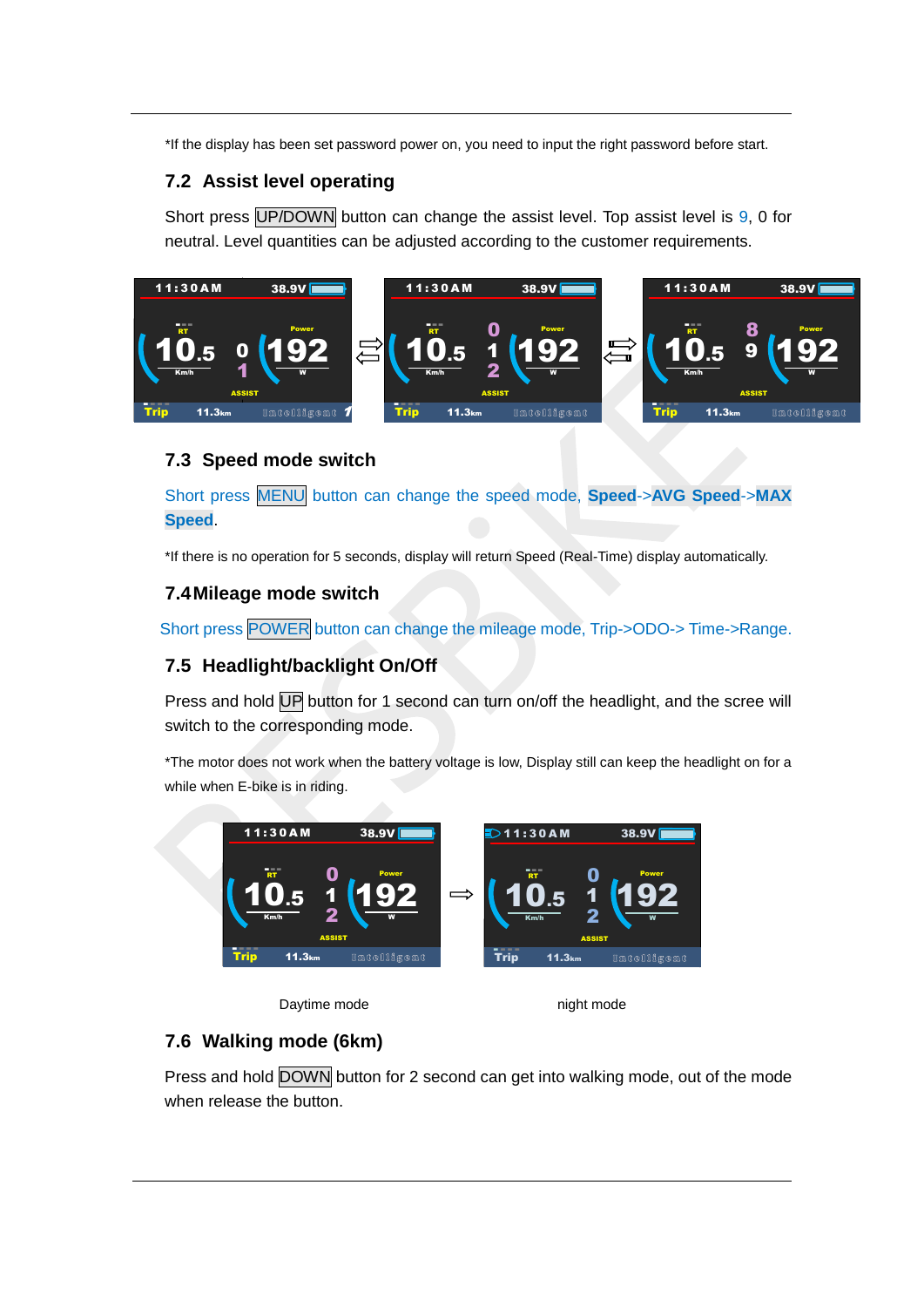*If the display has been set password power on, you need to input the right password before start.

## 7.2 Assist level operating

Short press UP/DOWN button can change the assist level. Top assist level is 9, 0 for neutral. Level quantities can be adjusted according to the customer requirements.

## 7.3 Speed mode switch

Short press MENU button can change the speed mode, **Speed**->**AVG Speed**->**MAX Speed**.

*If there is no operation for 5 seconds, display will return Speed (Real-Time) display automatically.

## 7.4 Mileage mode switch

Short press POWER button can change the mileage mode, Trip->ODO-> Time->Range.

## 7.5 Headlight/backlight On/Off

Press and hold UP button for 1 second can turn on/off the headlight, and the scree will switch to the corresponding mode.

*The motor does not work when the battery voltage is low, Display still can keep the headlight on for a while when E-bike is in riding.

Daytime mode night mode

## 7.6 Walking mode (6km)

Press and hold DOWN button for 2 second can get into walking mode, out of the mode when release the button.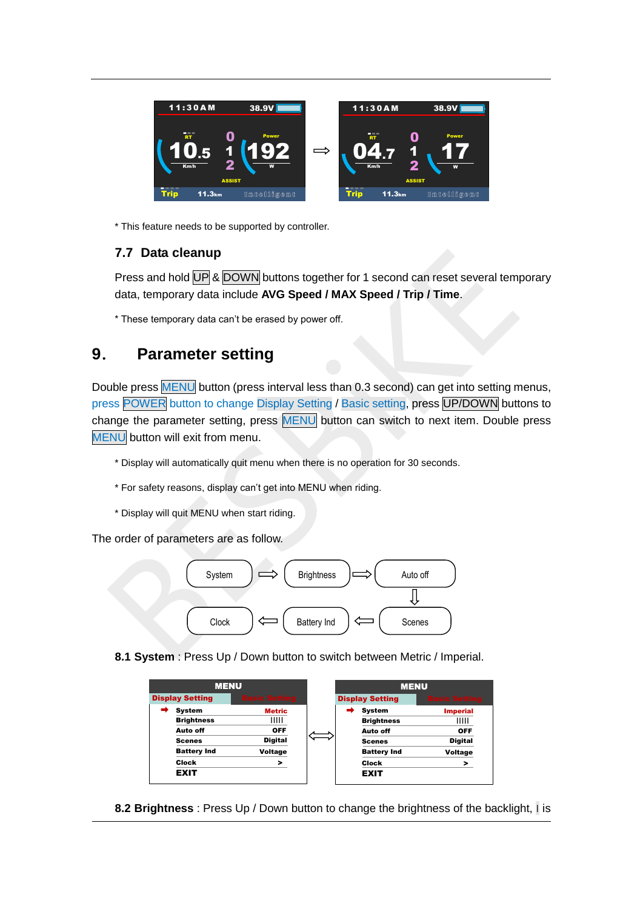* This feature needs to be supported by controller.

### 7.7 Data cleanup

Press and hold UP & DOWN buttons together for 1 second can reset several temporary data, temporary data include **AVG Speed / MAX Speed / Trip / Time**.

* These temporary data can't be erased by power off.

## 9. Parameter setting

Double press MENU button (press interval less than 0.3 second) can get into setting menus, press POWER button to change Display Setting / Basic setting, press UP/DOWN buttons to change the parameter setting, press MENU button can switch to next item. Double press MENU button will exit from menu.

* Display will automatically quit menu when there is no operation for 30 seconds.

* For safety reasons, display can't get into MENU when riding.

* Display will quit MENU when start riding.

The order of parameters are as follow.

System ⇒ Brightness ⇒ Auto off ⇓ Scenes ⇐ Battery Ind ⇐ Clock

**8.1 System** : Press Up / Down button to switch between Metric / Imperial.

| MENU | |
|---|---|
| Display Setting | Basic Setting |
| System | Metric |
| Brightness | ||||| |
| Auto off | OFF |
| Scenes | Digital |
| Battery Ind | Voltage |
| Clock | > |
| EXIT | |

⇔

| MENU | |
|---|---|
| Display Setting | Basic Setting |
| System | Imperial |
| Brightness | ||||| |
| Auto off | OFF |
| Scenes | Digital |
| Battery Ind | Voltage |
| Clock | > |
| EXIT | |

**8.2 Brightness** : Press Up / Down button to change the brightness of the backlight, I is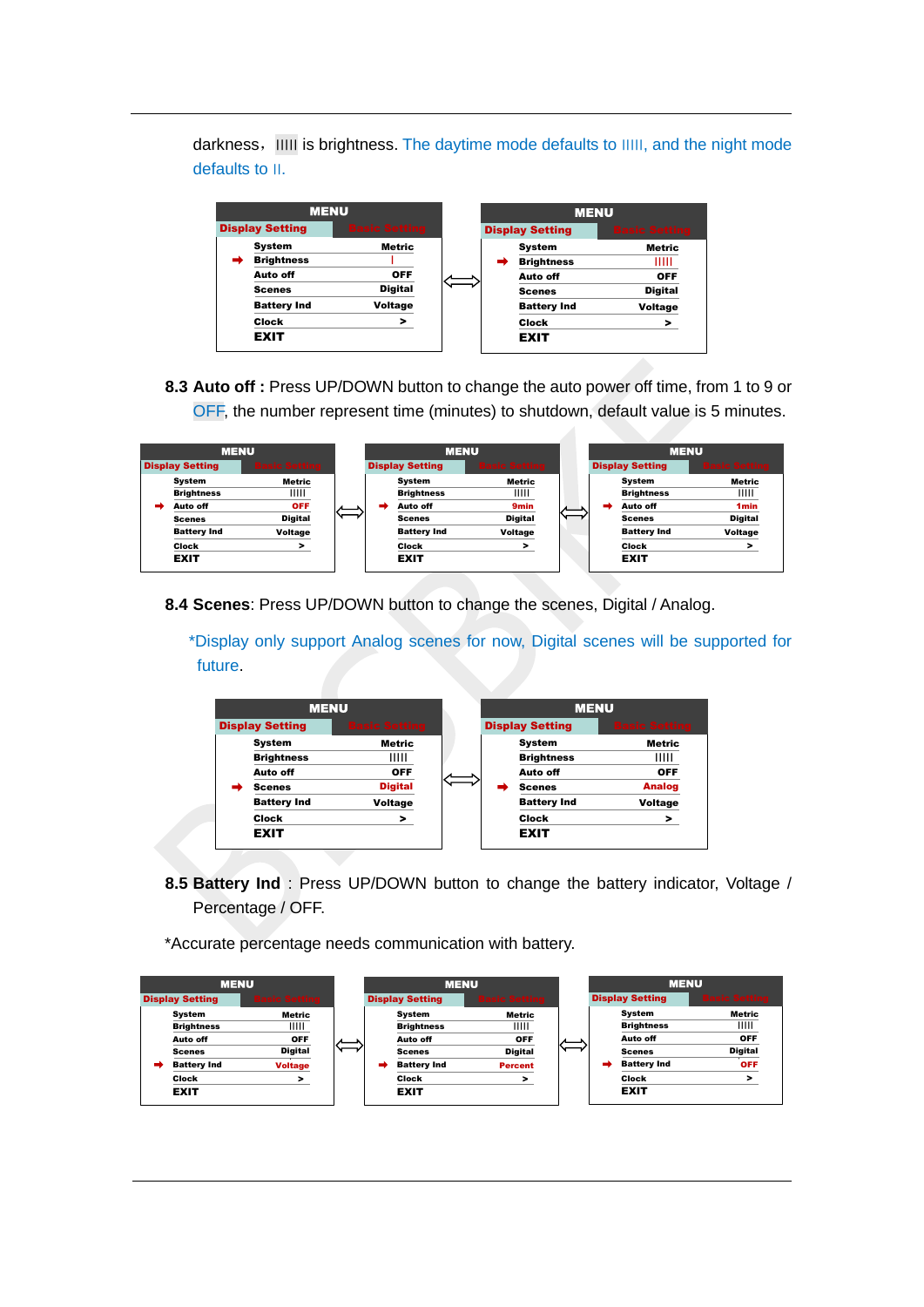darkness， IIIII is brightness. The daytime mode defaults to IIIII, and the night mode defaults to II.

| MENU | |
|---|---|
| Display Setting | Basic Setting |
| System | Metric |
| ➡ Brightness | I |
| Auto off | OFF |
| Scenes | Digital |
| Battery Ind | Voltage |
| Clock | > |
| EXIT | |

⟺

| MENU | |
|---|---|
| Display Setting | Basic Setting |
| System | Metric |
| ➡ Brightness | IIIII |
| Auto off | OFF |
| Scenes | Digital |
| Battery Ind | Voltage |
| Clock | > |
| EXIT | |

**8.3 Auto off :** Press UP/DOWN button to change the auto power off time, from 1 to 9 or OFF, the number represent time (minutes) to shutdown, default value is 5 minutes.

| MENU | |
|---|---|
| Display Setting | Basic Setting |
| System | Metric |
| Brightness | IIIII |
| ➡ Auto off | OFF |
| Scenes | Digital |
| Battery Ind | Voltage |
| Clock | > |
| EXIT | |

⟺

| MENU | |
|---|---|
| Display Setting | Basic Setting |
| System | Metric |
| Brightness | IIIII |
| ➡ Auto off | 9min |
| Scenes | Digital |
| Battery Ind | Voltage |
| Clock | > |
| EXIT | |

⟺

| MENU | |
|---|---|
| Display Setting | Basic Setting |
| System | Metric |
| Brightness | IIIII |
| ➡ Auto off | 1min |
| Scenes | Digital |
| Battery Ind | Voltage |
| Clock | > |
| EXIT | |

**8.4 Scenes**: Press UP/DOWN button to change the scenes, Digital / Analog.

*Display only support Analog scenes for now, Digital scenes will be supported for future.

| MENU | |
|---|---|
| Display Setting | Basic Setting |
| System | Metric |
| Brightness | IIIII |
| Auto off | OFF |
| ➡ Scenes | Digital |
| Battery Ind | Voltage |
| Clock | > |
| EXIT | |

⟺

| MENU | |
|---|---|
| Display Setting | Basic Setting |
| System | Metric |
| Brightness | IIIII |
| Auto off | OFF |
| ➡ Scenes | Analog |
| Battery Ind | Voltage |
| Clock | > |
| EXIT | |

**8.5 Battery Ind** : Press UP/DOWN button to change the battery indicator, Voltage / Percentage / OFF.

*Accurate percentage needs communication with battery.

| MENU | |
|---|---|
| Display Setting | Basic Setting |
| System | Metric |
| Brightness | IIIII |
| Auto off | OFF |
| Scenes | Digital |
| ➡ Battery Ind | Voltage |
| Clock | > |
| EXIT | |

⟺

| MENU | |
|---|---|
| Display Setting | Basic Setting |
| System | Metric |
| Brightness | IIIII |
| Auto off | OFF |
| Scenes | Digital |
| ➡ Battery Ind | Percent |
| Clock | > |
| EXIT | |

⟺

| MENU | |
|---|---|
| Display Setting | Basic Setting |
| System | Metric |
| Brightness | IIIII |
| Auto off | OFF |
| Scenes | Digital |
| ➡ Battery Ind | OFF |
| Clock | > |
| EXIT | |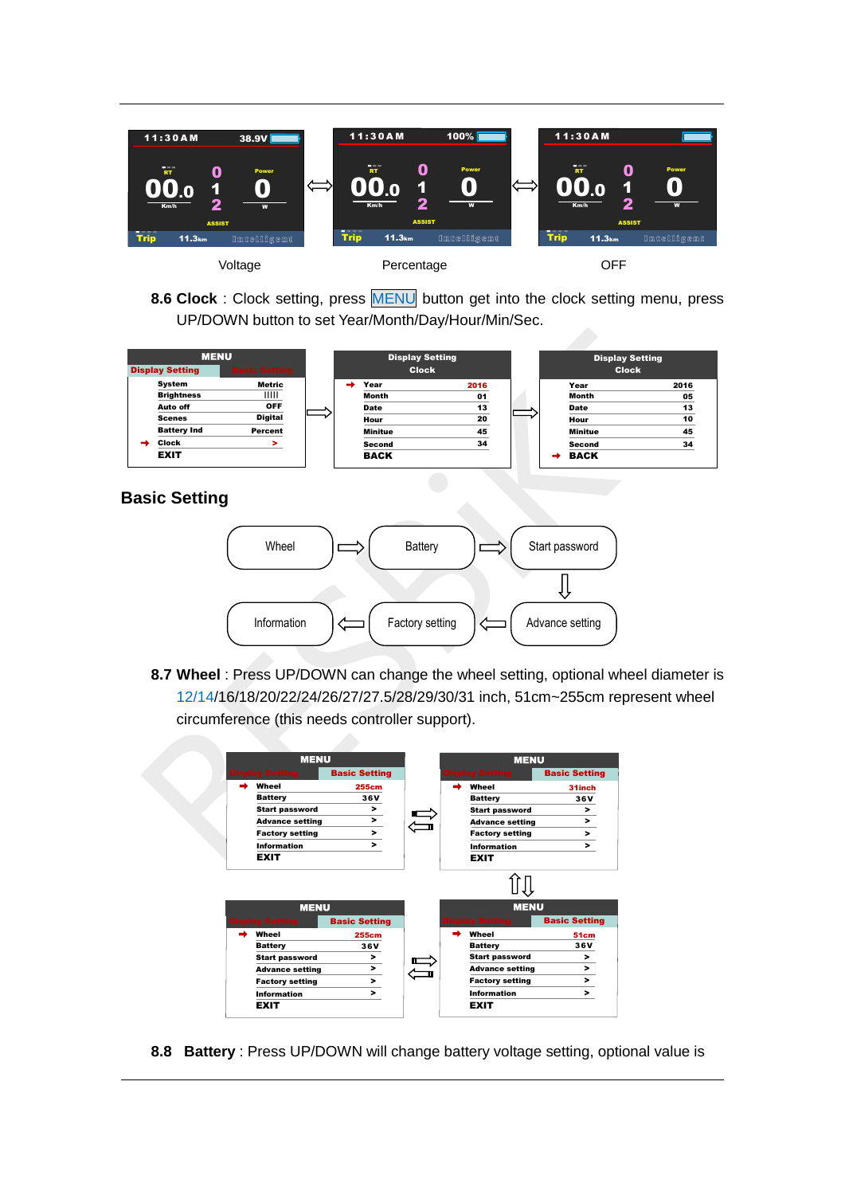Voltage　　　　Percentage　　　　OFF

**8.6 Clock**: Clock setting, press MENU button get into the clock setting menu, press UP/DOWN button to set Year/Month/Day/Hour/Min/Sec.

## Basic Setting

Wheel ⇨ Battery ⇨ Start password ⇩ Advance setting ⇦ Factory setting ⇦ Information

**8.7 Wheel**: Press UP/DOWN can change the wheel setting, optional wheel diameter is 12/14/16/18/20/22/24/26/27/27.5/28/29/30/31 inch, 51cm~255cm represent wheel circumference (this needs controller support).

**8.8 Battery**: Press UP/DOWN will change battery voltage setting, optional value is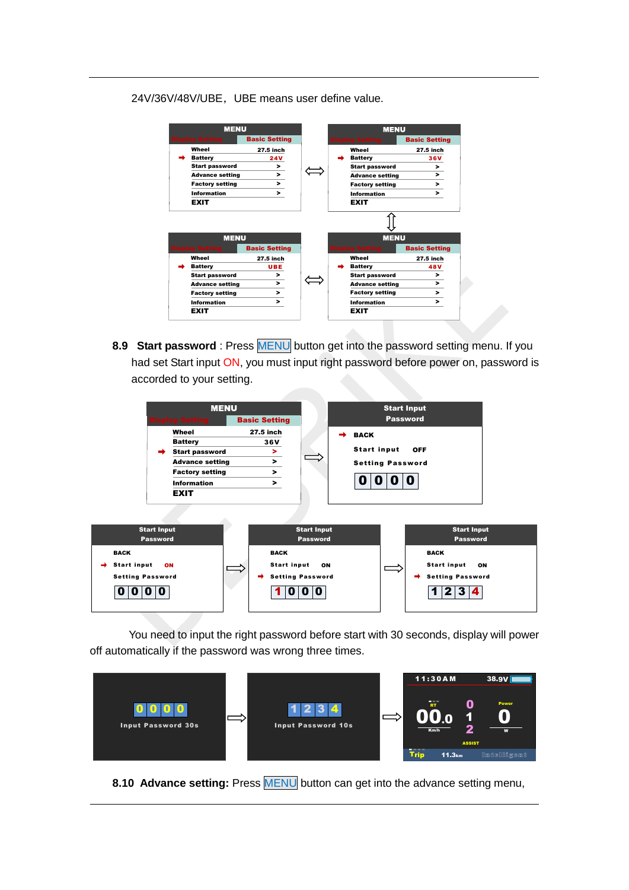24V/36V/48V/UBE，UBE means user define value.

**8.9 Start password**：Press MENU button get into the password setting menu. If you had set Start input ON, you must input right password before power on, password is accorded to your setting.

You need to input the right password before start with 30 seconds, display will power off automatically if the password was wrong three times.

**8.10 Advance setting:** Press MENU button can get into the advance setting menu,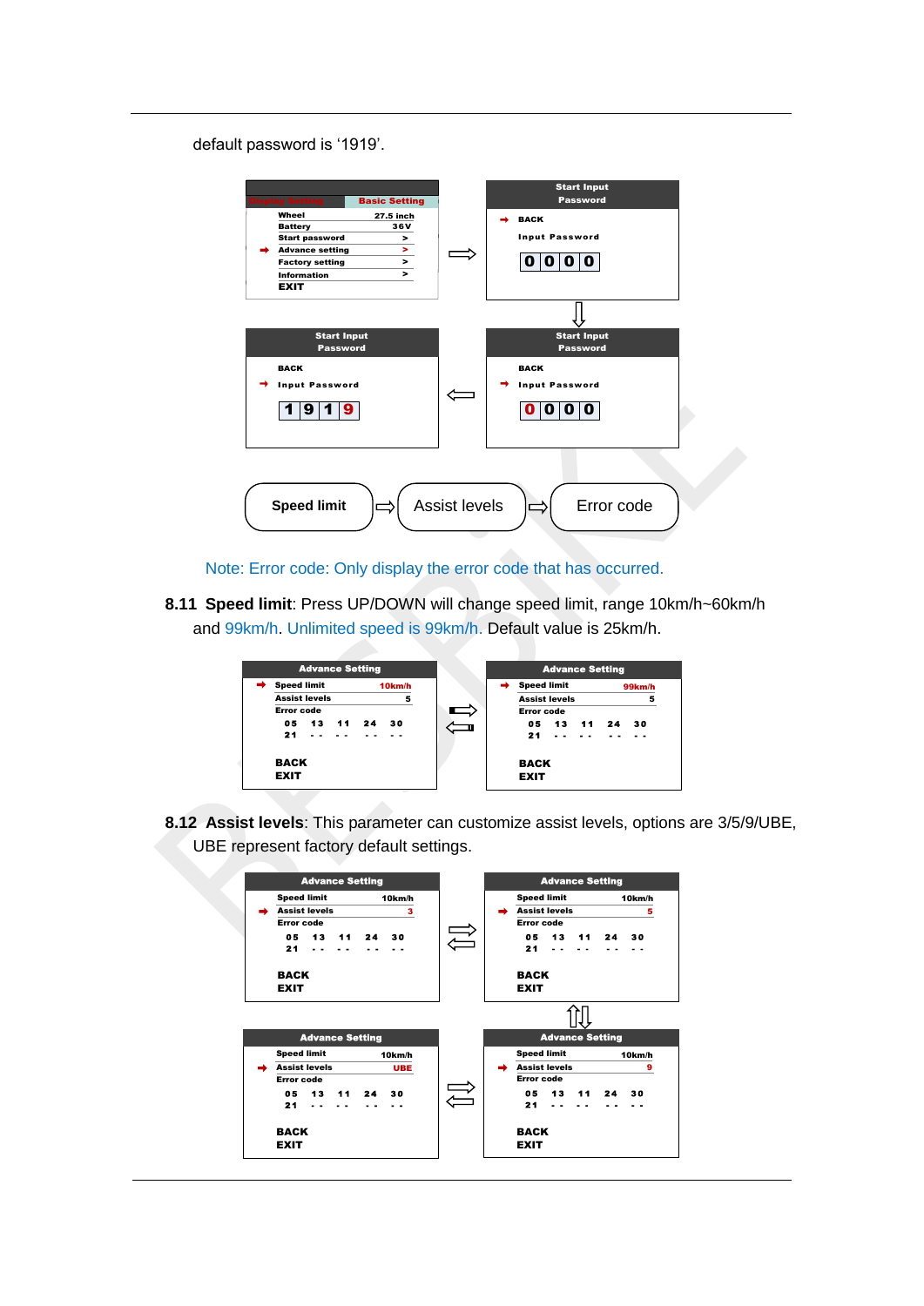default password is ‘1919’.

Note: Error code: Only display the error code that has occurred.

**8.11 Speed limit**: Press UP/DOWN will change speed limit, range 10km/h~60km/h and 99km/h. Unlimited speed is 99km/h. Default value is 25km/h.

**8.12 Assist levels**: This parameter can customize assist levels, options are 3/5/9/UBE, UBE represent factory default settings.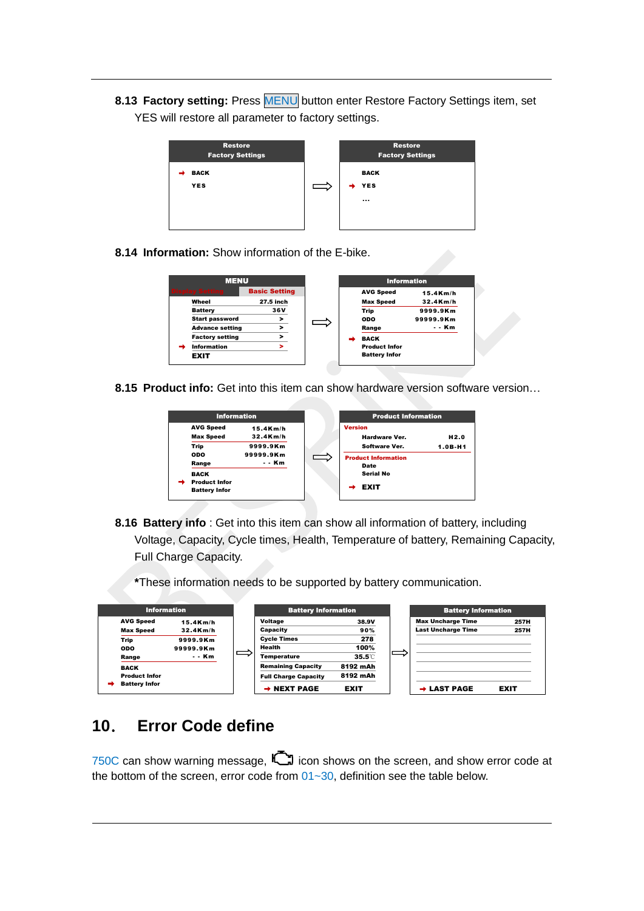**8.13 Factory setting:** Press MENU button enter Restore Factory Settings item, set YES will restore all parameter to factory settings.

| Restore Factory Settings | | Restore Factory Settings |
|---|---|---|
| ➜ BACK | ⇨ | BACK |
| YES | | ➜ YES |
| | | ... |

**8.14 Information:** Show information of the E-bike.

| MENU | | | | Information | |
|---|---|---|---|---|---|
| Display Setting | Basic Setting | | | | |
| Wheel | 27.5 inch | | | AVG Speed | 15.4Km/h |
| Battery | 36V | | | Max Speed | 32.4Km/h |
| Start password | > | | | Trip | 9999.9Km |
| Advance setting | > | ⇨ | | ODO | 99999.9Km |
| Factory setting | > | | | Range | - - Km |
| ➜ Information | > | | | ➜ BACK | |
| EXIT | | | | Product Infor | |
| | | | | Battery Infor | |

**8.15 Product info:** Get into this item can show hardware version software version…

| Information | | | Product Information | |
|---|---|---|---|---|
| AVG Speed | 15.4Km/h | | Version | |
| Max Speed | 32.4Km/h | | Hardware Ver. | H2.0 |
| Trip | 9999.9Km | | Software Ver. | 1.0B-H1 |
| ODO | 99999.9Km | ⇨ | Product Information | |
| Range | - - Km | | Date | |
| BACK | | | Serial No | |
| ➜ Product Infor | | | ➜ EXIT | |
| Battery Infor | | | | |

**8.16 Battery info** : Get into this item can show all information of battery, including Voltage, Capacity, Cycle times, Health, Temperature of battery, Remaining Capacity, Full Charge Capacity.

*These information needs to be supported by battery communication.

| Information | | | Battery Information | | | Battery Information | |
|---|---|---|---|---|---|---|---|
| AVG Speed | 15.4Km/h | | Voltage | 38.9V | | Max Uncharge Time | 257H |
| Max Speed | 32.4Km/h | | Capacity | 90% | | Last Uncharge Time | 257H |
| Trip | 9999.9Km | | Cycle Times | 278 | | | |
| ODO | 99999.9Km | ⇨ | Health | 100% | ⇨ | | |
| Range | - - Km | | Temperature | 35.5℃ | | | |
| BACK | | | Remaining Capacity | 8192 mAh | | | |
| Product Infor | | | Full Charge Capacity | 8192 mAh | | | |
| ➜ Battery Infor | | | ➜ NEXT PAGE | EXIT | | ➜ LAST PAGE | EXIT |

# 10. Error Code define

750C can show warning message, icon shows on the screen, and show error code at the bottom of the screen, error code from 01~30, definition see the table below.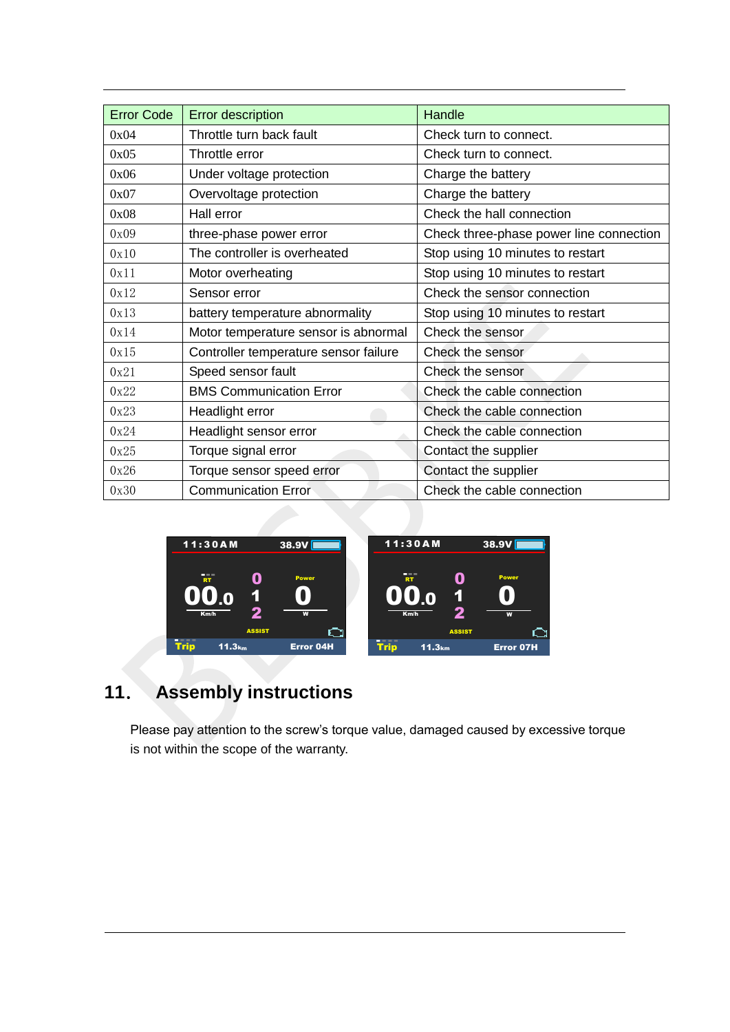| Error Code | Error description | Handle |
|---|---|---|
| 0x04 | Throttle turn back fault | Check turn to connect. |
| 0x05 | Throttle error | Check turn to connect. |
| 0x06 | Under voltage protection | Charge the battery |
| 0x07 | Overvoltage protection | Charge the battery |
| 0x08 | Hall error | Check the hall connection |
| 0x09 | three-phase power error | Check three-phase power line connection |
| 0x10 | The controller is overheated | Stop using 10 minutes to restart |
| 0x11 | Motor overheating | Stop using 10 minutes to restart |
| 0x12 | Sensor error | Check the sensor connection |
| 0x13 | battery temperature abnormality | Stop using 10 minutes to restart |
| 0x14 | Motor temperature sensor is abnormal | Check the sensor |
| 0x15 | Controller temperature sensor failure | Check the sensor |
| 0x21 | Speed sensor fault | Check the sensor |
| 0x22 | BMS Communication Error | Check the cable connection |
| 0x23 | Headlight error | Check the cable connection |
| 0x24 | Headlight sensor error | Check the cable connection |
| 0x25 | Torque signal error | Contact the supplier |
| 0x26 | Torque sensor speed error | Contact the supplier |
| 0x30 | Communication Error | Check the cable connection |

## 11. Assembly instructions

Please pay attention to the screw's torque value, damaged caused by excessive torque is not within the scope of the warranty.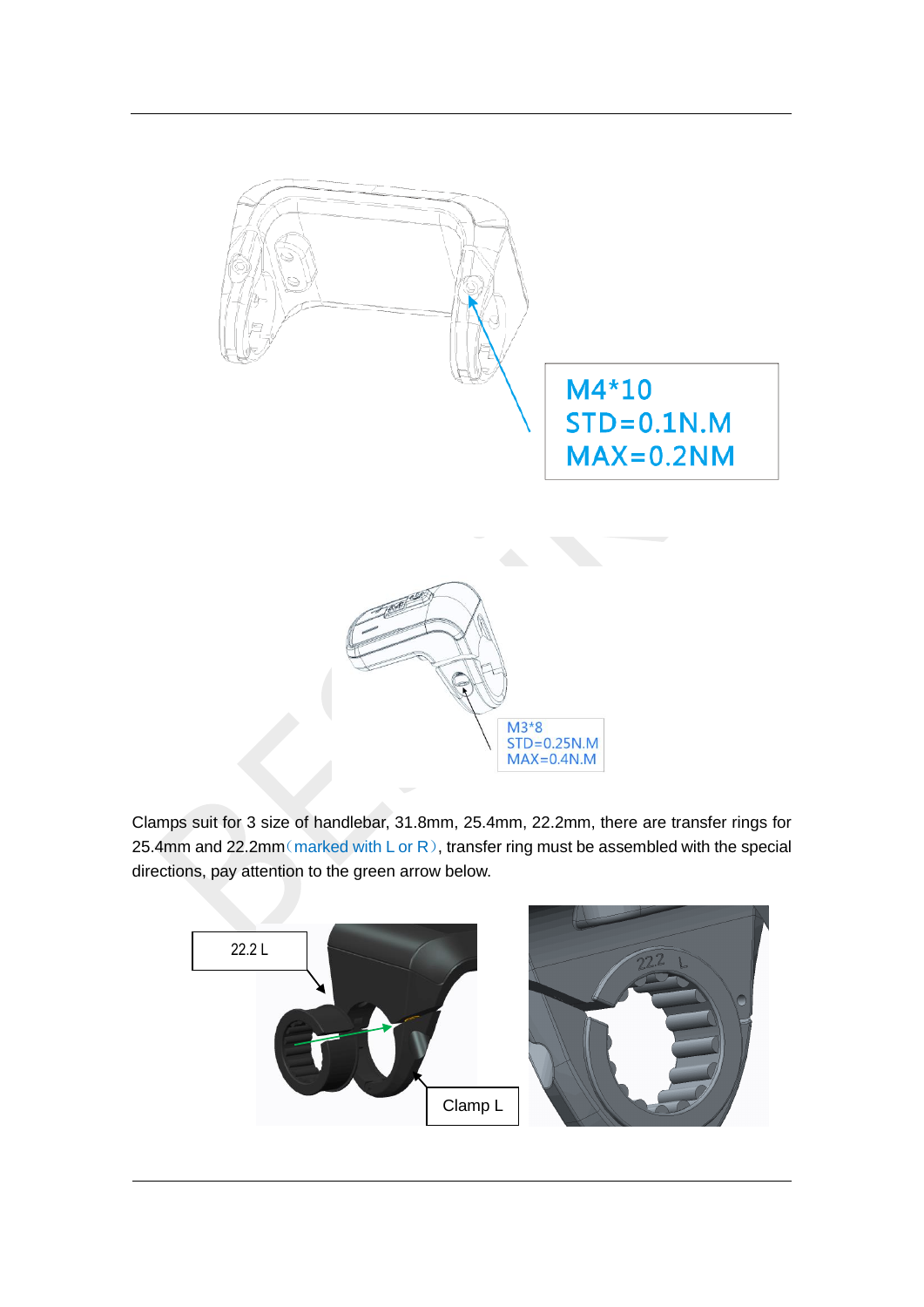M4*10
STD=0.1N.M
MAX=0.2NM

M3*8
STD=0.25N.M
MAX=0.4N.M

Clamps suit for 3 size of handlebar, 31.8mm, 25.4mm, 22.2mm, there are transfer rings for 25.4mm and 22.2mm（marked with L or R）, transfer ring must be assembled with the special directions, pay attention to the green arrow below.

22.2 L

Clamp L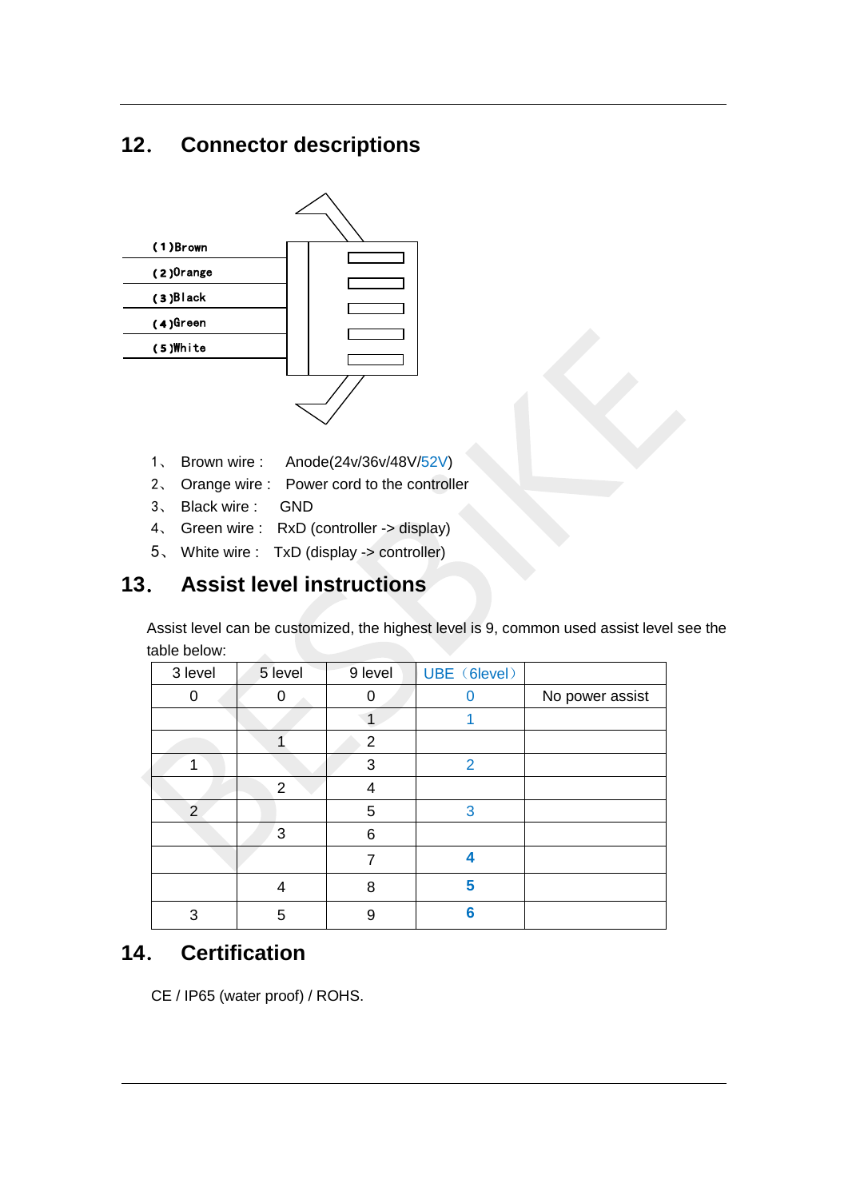## 12. Connector descriptions

(1)Brown
(2)Orange
(3)Black
(4)Green
(5)White

1、 Brown wire : Anode(24v/36v/48V/52V)
2、 Orange wire : Power cord to the controller
3、 Black wire : GND
4、 Green wire : RxD (controller -> display)
5、 White wire : TxD (display -> controller)

## 13. Assist level instructions

Assist level can be customized, the highest level is 9, common used assist level see the table below:

| 3 level | 5 level | 9 level | UBE（6level） | |
|---|---|---|---|---|
| 0 | 0 | 0 | 0 | No power assist |
| | | 1 | 1 | |
| | 1 | 2 | | |
| 1 | | 3 | 2 | |
| | 2 | 4 | | |
| 2 | | 5 | 3 | |
| | 3 | 6 | | |
| | | 7 | **4** | |
| | 4 | 8 | **5** | |
| 3 | 5 | 9 | **6** | |

## 14. Certification

CE / IP65 (water proof) / ROHS.